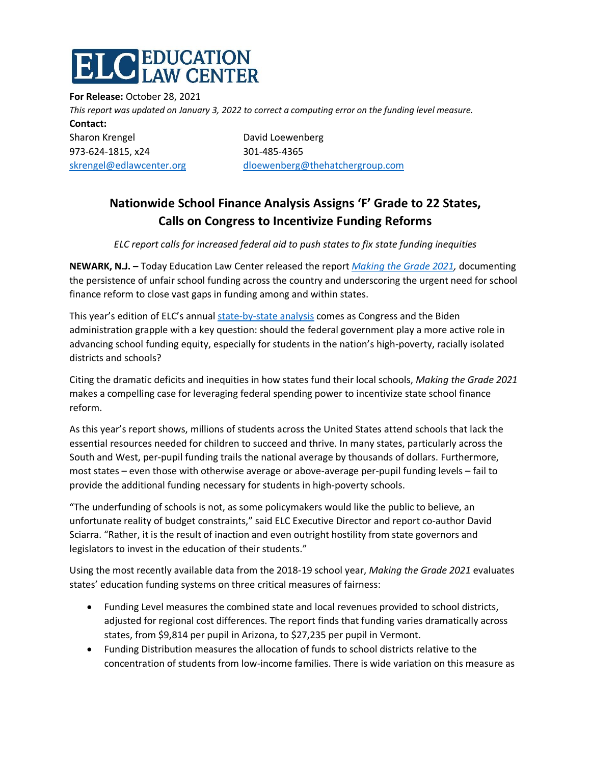# ELC EDUCATION LAW CENTER

**For Release:** October 28, 2021

*This report was updated on January 3, 2022 to correct a computing error on the funding level measure.*

**Contact:**

Sharon Krengel
973-624-1815, x24
skrengel@edlawcenter.org

David Loewenberg
301-485-4365
dloewenberg@thehatchergroup.com

## Nationwide School Finance Analysis Assigns 'F' Grade to 22 States, Calls on Congress to Incentivize Funding Reforms

*ELC report calls for increased federal aid to push states to fix state funding inequities*

**NEWARK, N.J. –** Today Education Law Center released the report *Making the Grade 2021*, documenting the persistence of unfair school funding across the country and underscoring the urgent need for school finance reform to close vast gaps in funding among and within states.

This year's edition of ELC's annual state-by-state analysis comes as Congress and the Biden administration grapple with a key question: should the federal government play a more active role in advancing school funding equity, especially for students in the nation's high-poverty, racially isolated districts and schools?

Citing the dramatic deficits and inequities in how states fund their local schools, *Making the Grade 2021* makes a compelling case for leveraging federal spending power to incentivize state school finance reform.

As this year's report shows, millions of students across the United States attend schools that lack the essential resources needed for children to succeed and thrive. In many states, particularly across the South and West, per-pupil funding trails the national average by thousands of dollars. Furthermore, most states – even those with otherwise average or above-average per-pupil funding levels – fail to provide the additional funding necessary for students in high-poverty schools.

"The underfunding of schools is not, as some policymakers would like the public to believe, an unfortunate reality of budget constraints," said ELC Executive Director and report co-author David Sciarra. "Rather, it is the result of inaction and even outright hostility from state governors and legislators to invest in the education of their students."

Using the most recently available data from the 2018-19 school year, *Making the Grade 2021* evaluates states' education funding systems on three critical measures of fairness:

- Funding Level measures the combined state and local revenues provided to school districts, adjusted for regional cost differences. The report finds that funding varies dramatically across states, from $9,814 per pupil in Arizona, to $27,235 per pupil in Vermont.
- Funding Distribution measures the allocation of funds to school districts relative to the concentration of students from low-income families. There is wide variation on this measure as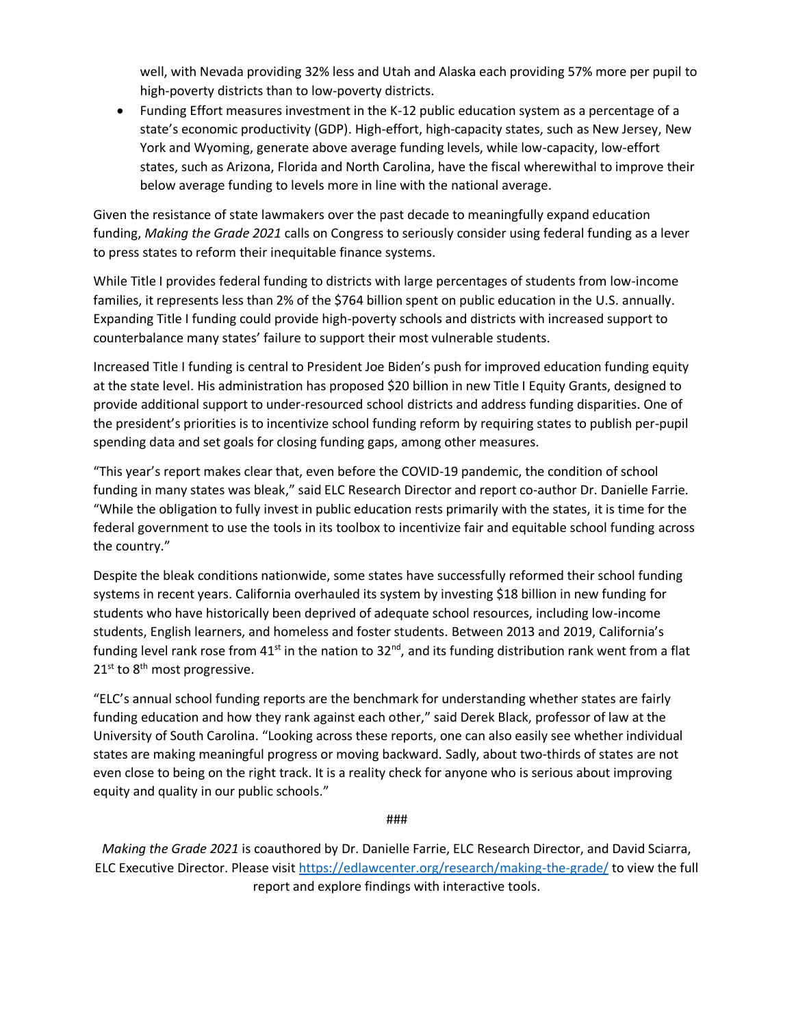well, with Nevada providing 32% less and Utah and Alaska each providing 57% more per pupil to high-poverty districts than to low-poverty districts.

- Funding Effort measures investment in the K-12 public education system as a percentage of a state's economic productivity (GDP). High-effort, high-capacity states, such as New Jersey, New York and Wyoming, generate above average funding levels, while low-capacity, low-effort states, such as Arizona, Florida and North Carolina, have the fiscal wherewithal to improve their below average funding to levels more in line with the national average.

Given the resistance of state lawmakers over the past decade to meaningfully expand education funding, *Making the Grade 2021* calls on Congress to seriously consider using federal funding as a lever to press states to reform their inequitable finance systems.

While Title I provides federal funding to districts with large percentages of students from low-income families, it represents less than 2% of the $764 billion spent on public education in the U.S. annually. Expanding Title I funding could provide high-poverty schools and districts with increased support to counterbalance many states' failure to support their most vulnerable students.

Increased Title I funding is central to President Joe Biden's push for improved education funding equity at the state level. His administration has proposed $20 billion in new Title I Equity Grants, designed to provide additional support to under-resourced school districts and address funding disparities. One of the president's priorities is to incentivize school funding reform by requiring states to publish per-pupil spending data and set goals for closing funding gaps, among other measures.

"This year's report makes clear that, even before the COVID-19 pandemic, the condition of school funding in many states was bleak," said ELC Research Director and report co-author Dr. Danielle Farrie. "While the obligation to fully invest in public education rests primarily with the states, it is time for the federal government to use the tools in its toolbox to incentivize fair and equitable school funding across the country."

Despite the bleak conditions nationwide, some states have successfully reformed their school funding systems in recent years. California overhauled its system by investing $18 billion in new funding for students who have historically been deprived of adequate school resources, including low-income students, English learners, and homeless and foster students. Between 2013 and 2019, California's funding level rank rose from 41st in the nation to 32nd, and its funding distribution rank went from a flat 21st to 8th most progressive.

"ELC's annual school funding reports are the benchmark for understanding whether states are fairly funding education and how they rank against each other," said Derek Black, professor of law at the University of South Carolina. "Looking across these reports, one can also easily see whether individual states are making meaningful progress or moving backward. Sadly, about two-thirds of states are not even close to being on the right track. It is a reality check for anyone who is serious about improving equity and quality in our public schools."

###

*Making the Grade 2021* is coauthored by Dr. Danielle Farrie, ELC Research Director, and David Sciarra, ELC Executive Director. Please visit https://edlawcenter.org/research/making-the-grade/ to view the full report and explore findings with interactive tools.